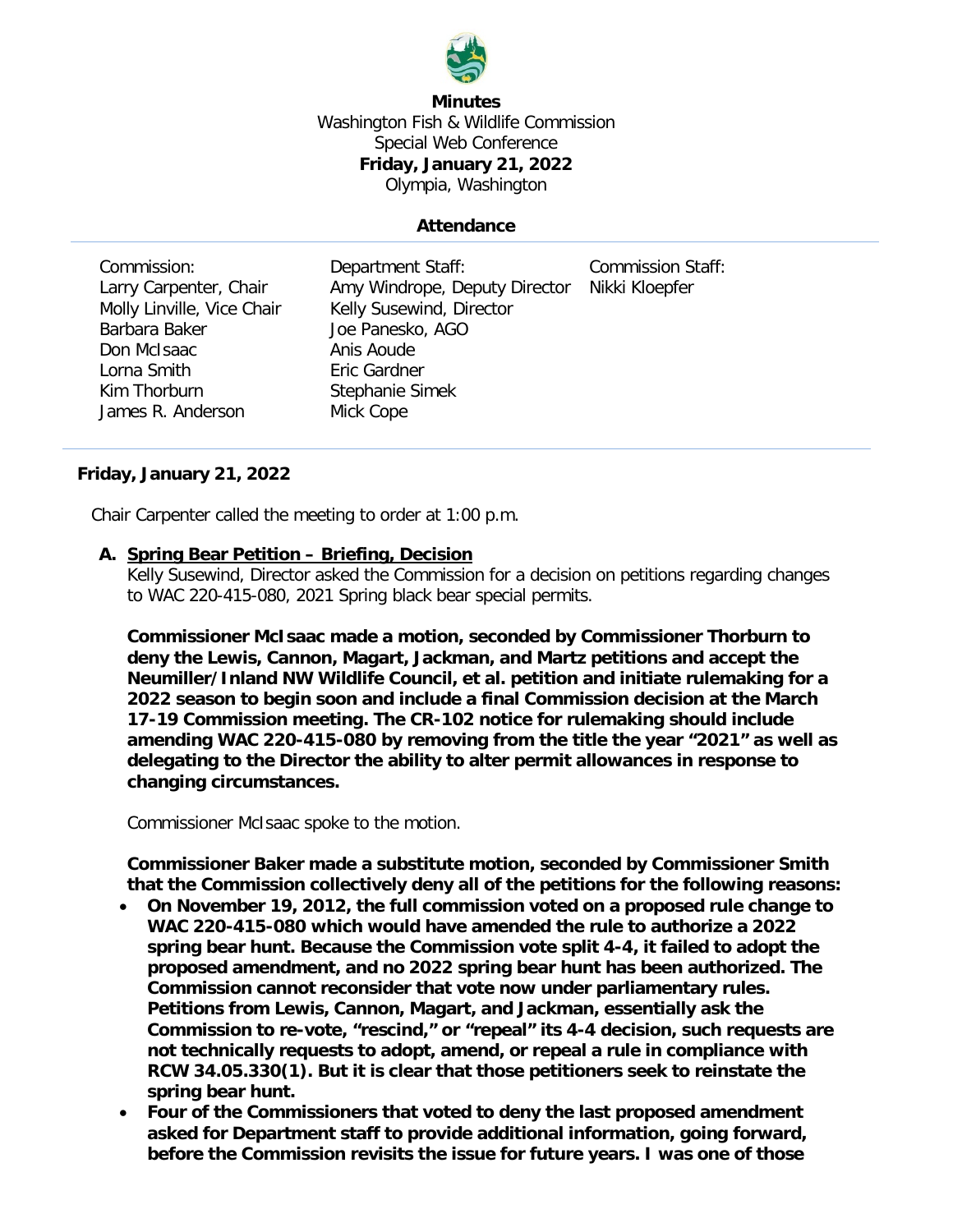**Minutes**
Washington Fish & Wildlife Commission
Special Web Conference
**Friday, January 21, 2022**
Olympia, Washington

**Attendance**

| Commission: | Department Staff: | Commission Staff: |
|---|---|---|
| Larry Carpenter, Chair | Amy Windrope, Deputy Director | Nikki Kloepfer |
| Molly Linville, Vice Chair | Kelly Susewind, Director | |
| Barbara Baker | Joe Panesko, AGO | |
| Don McIsaac | Anis Aoude | |
| Lorna Smith | Eric Gardner | |
| Kim Thorburn | Stephanie Simek | |
| James R. Anderson | Mick Cope | |

**Friday, January 21, 2022**

Chair Carpenter called the meeting to order at 1:00 p.m.

**A. Spring Bear Petition – Briefing, Decision**

Kelly Susewind, Director asked the Commission for a decision on petitions regarding changes to WAC 220-415-080, 2021 Spring black bear special permits.

**Commissioner McIsaac made a motion, seconded by Commissioner Thorburn to deny the Lewis, Cannon, Magart, Jackman, and Martz petitions and accept the Neumiller/Inland NW Wildlife Council, et al. petition and initiate rulemaking for a 2022 season to begin soon and include a final Commission decision at the March 17-19 Commission meeting. The CR-102 notice for rulemaking should include amending WAC 220-415-080 by removing from the title the year "2021" as well as delegating to the Director the ability to alter permit allowances in response to changing circumstances.**

Commissioner McIsaac spoke to the motion.

**Commissioner Baker made a substitute motion, seconded by Commissioner Smith that the Commission collectively deny all of the petitions for the following reasons:**

- **On November 19, 2012, the full commission voted on a proposed rule change to WAC 220-415-080 which would have amended the rule to authorize a 2022 spring bear hunt. Because the Commission vote split 4-4, it failed to adopt the proposed amendment, and no 2022 spring bear hunt has been authorized. The Commission cannot reconsider that vote now under parliamentary rules. Petitions from Lewis, Cannon, Magart, and Jackman, essentially ask the Commission to re-vote, "rescind," or "repeal" its 4-4 decision, such requests are not technically requests to adopt, amend, or repeal a rule in compliance with RCW 34.05.330(1). But it is clear that those petitioners seek to reinstate the spring bear hunt.**
- **Four of the Commissioners that voted to deny the last proposed amendment asked for Department staff to provide additional information, going forward, before the Commission revisits the issue for future years. I was one of those**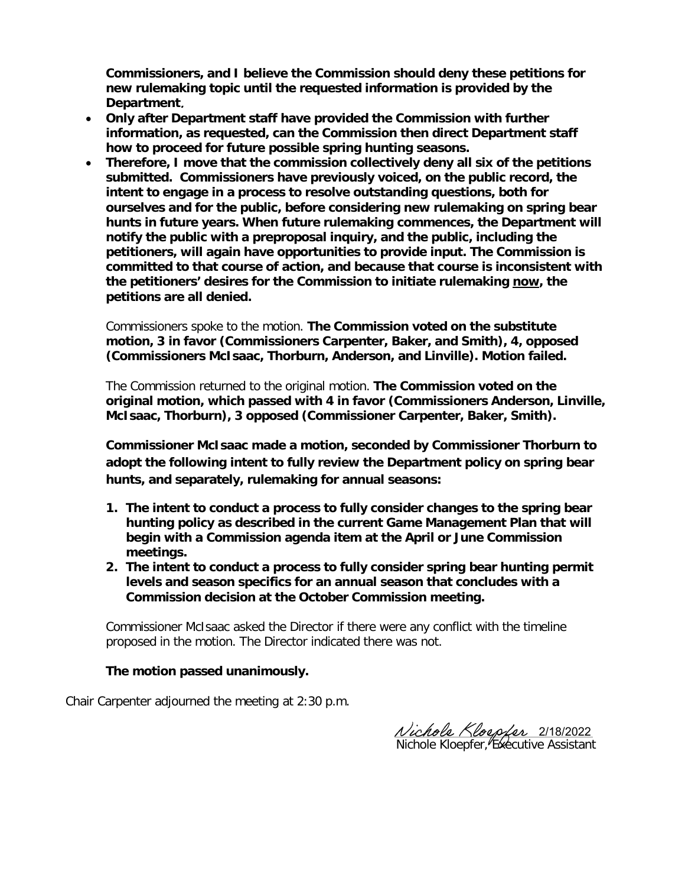**Commissioners, and I believe the Commission should deny these petitions for new rulemaking topic until the requested information is provided by the Department.**

- **Only after Department staff have provided the Commission with further information, as requested, can the Commission then direct Department staff how to proceed for future possible spring hunting seasons.**
- **Therefore, I move that the commission collectively deny all six of the petitions submitted. Commissioners have previously voiced, on the public record, the intent to engage in a process to resolve outstanding questions, both for ourselves and for the public, before considering new rulemaking on spring bear hunts in future years. When future rulemaking commences, the Department will notify the public with a preproposal inquiry, and the public, including the petitioners, will again have opportunities to provide input. The Commission is committed to that course of action, and because that course is inconsistent with the petitioners' desires for the Commission to initiate rulemaking <u>now</u>, the petitions are all denied.**

Commissioners spoke to the motion. **The Commission voted on the substitute motion, 3 in favor (Commissioners Carpenter, Baker, and Smith), 4, opposed (Commissioners McIsaac, Thorburn, Anderson, and Linville). Motion failed.**

The Commission returned to the original motion. **The Commission voted on the original motion, which passed with 4 in favor (Commissioners Anderson, Linville, McIsaac, Thorburn), 3 opposed (Commissioner Carpenter, Baker, Smith).**

**Commissioner McIsaac made a motion, seconded by Commissioner Thorburn to adopt the following intent to fully review the Department policy on spring bear hunts, and separately, rulemaking for annual seasons:**

1. **The intent to conduct a process to fully consider changes to the spring bear hunting policy as described in the current Game Management Plan that will begin with a Commission agenda item at the April or June Commission meetings.**
2. **The intent to conduct a process to fully consider spring bear hunting permit levels and season specifics for an annual season that concludes with a Commission decision at the October Commission meeting.**

Commissioner McIsaac asked the Director if there were any conflict with the timeline proposed in the motion. The Director indicated there was not.

**The motion passed unanimously.**

Chair Carpenter adjourned the meeting at 2:30 p.m.

*Nichole Kloepfer* 2/18/2022
Nichole Kloepfer, Executive Assistant